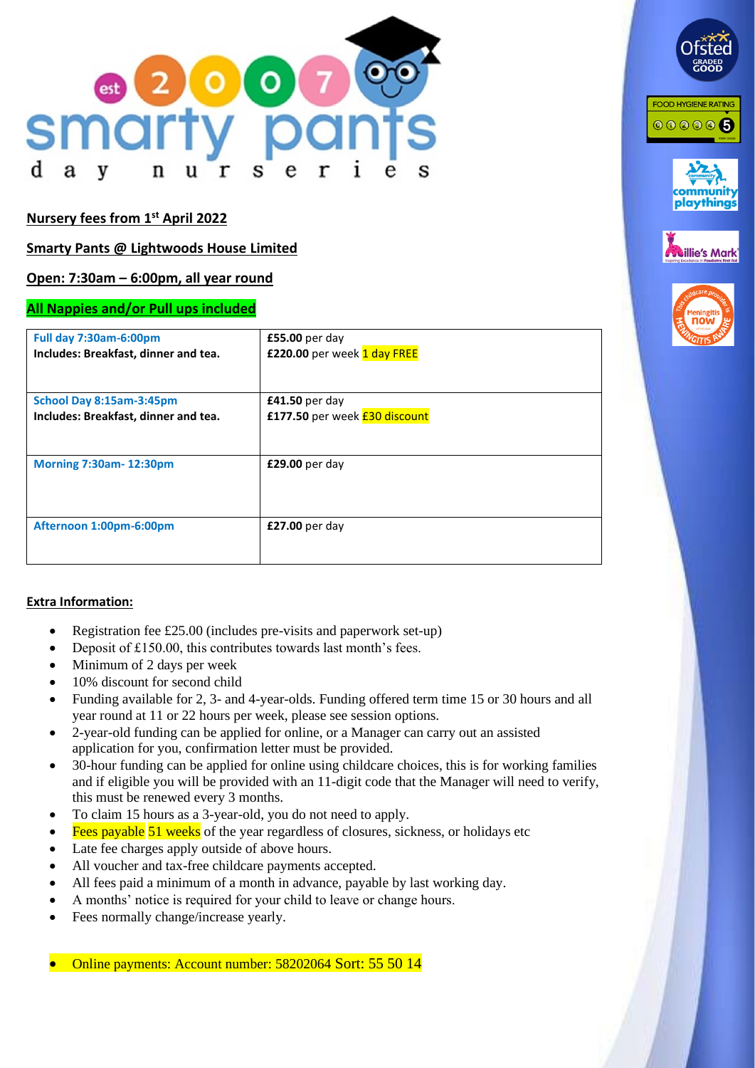**Nursery fees from 1st April 2022**

**Smarty Pants @ Lightwoods House Limited**

**Open: 7:30am – 6:00pm, all year round**

**All Nappies and/or Pull ups included**

| **Full day 7:30am-6:00pm**<br>**Includes: Breakfast, dinner and tea.** | **£55.00** per day<br>**£220.00** per week 1 day FREE |
|---|---|
| **School Day 8:15am-3:45pm**<br>**Includes: Breakfast, dinner and tea.** | **£41.50** per day<br>**£177.50** per week **£30 discount** |
| **Morning 7:30am- 12:30pm** | **£29.00** per day |
| **Afternoon 1:00pm-6:00pm** | **£27.00** per day |

**Extra Information:**

- Registration fee £25.00 (includes pre-visits and paperwork set-up)
- Deposit of £150.00, this contributes towards last month's fees.
- Minimum of 2 days per week
- 10% discount for second child
- Funding available for 2, 3- and 4-year-olds. Funding offered term time 15 or 30 hours and all year round at 11 or 22 hours per week, please see session options.
- 2-year-old funding can be applied for online, or a Manager can carry out an assisted application for you, confirmation letter must be provided.
- 30-hour funding can be applied for online using childcare choices, this is for working families and if eligible you will be provided with an 11-digit code that the Manager will need to verify, this must be renewed every 3 months.
- To claim 15 hours as a 3-year-old, you do not need to apply.
- Fees payable 51 weeks of the year regardless of closures, sickness, or holidays etc
- Late fee charges apply outside of above hours.
- All voucher and tax-free childcare payments accepted.
- All fees paid a minimum of a month in advance, payable by last working day.
- A months' notice is required for your child to leave or change hours.
- Fees normally change/increase yearly.

- Online payments: Account number: 58202064 Sort: 55 50 14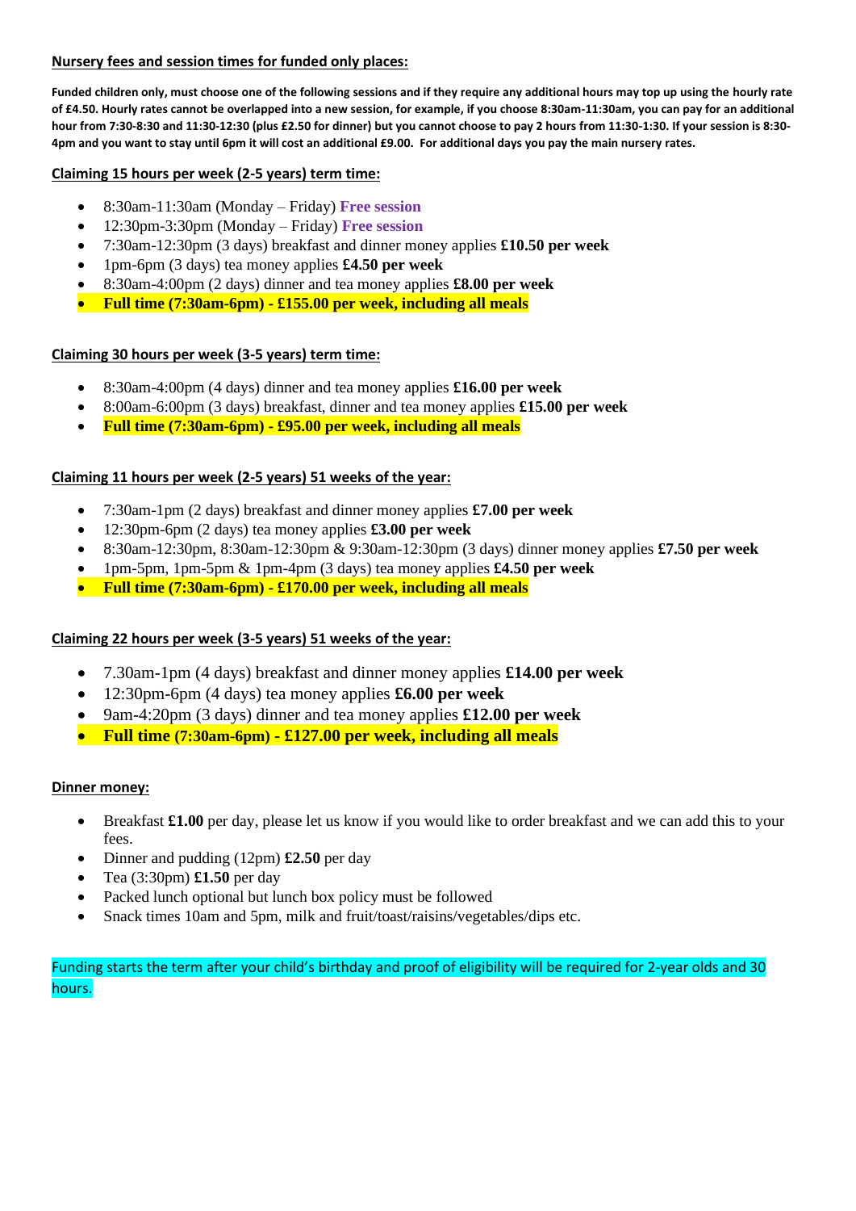## Nursery fees and session times for funded only places:

**Funded children only, must choose one of the following sessions and if they require any additional hours may top up using the hourly rate of £4.50. Hourly rates cannot be overlapped into a new session, for example, if you choose 8:30am-11:30am, you can pay for an additional hour from 7:30-8:30 and 11:30-12:30 (plus £2.50 for dinner) but you cannot choose to pay 2 hours from 11:30-1:30. If your session is 8:30-4pm and you want to stay until 6pm it will cost an additional £9.00. For additional days you pay the main nursery rates.**

### Claiming 15 hours per week (2-5 years) term time:

- 8:30am-11:30am (Monday – Friday) **Free session**
- 12:30pm-3:30pm (Monday – Friday) **Free session**
- 7:30am-12:30pm (3 days) breakfast and dinner money applies **£10.50 per week**
- 1pm-6pm (3 days) tea money applies **£4.50 per week**
- 8:30am-4:00pm (2 days) dinner and tea money applies **£8.00 per week**
- **Full time (7:30am-6pm) - £155.00 per week, including all meals**

### Claiming 30 hours per week (3-5 years) term time:

- 8:30am-4:00pm (4 days) dinner and tea money applies **£16.00 per week**
- 8:00am-6:00pm (3 days) breakfast, dinner and tea money applies **£15.00 per week**
- **Full time (7:30am-6pm) - £95.00 per week, including all meals**

### Claiming 11 hours per week (2-5 years) 51 weeks of the year:

- 7:30am-1pm (2 days) breakfast and dinner money applies **£7.00 per week**
- 12:30pm-6pm (2 days) tea money applies **£3.00 per week**
- 8:30am-12:30pm, 8:30am-12:30pm & 9:30am-12:30pm (3 days) dinner money applies **£7.50 per week**
- 1pm-5pm, 1pm-5pm & 1pm-4pm (3 days) tea money applies **£4.50 per week**
- **Full time (7:30am-6pm) - £170.00 per week, including all meals**

### Claiming 22 hours per week (3-5 years) 51 weeks of the year:

- 7.30am-1pm (4 days) breakfast and dinner money applies **£14.00 per week**
- 12:30pm-6pm (4 days) tea money applies **£6.00 per week**
- 9am-4:20pm (3 days) dinner and tea money applies **£12.00 per week**
- **Full time (7:30am-6pm) - £127.00 per week, including all meals**

### Dinner money:

- Breakfast **£1.00** per day, please let us know if you would like to order breakfast and we can add this to your fees.
- Dinner and pudding (12pm) **£2.50** per day
- Tea (3:30pm) **£1.50** per day
- Packed lunch optional but lunch box policy must be followed
- Snack times 10am and 5pm, milk and fruit/toast/raisins/vegetables/dips etc.

Funding starts the term after your child's birthday and proof of eligibility will be required for 2-year olds and 30 hours.